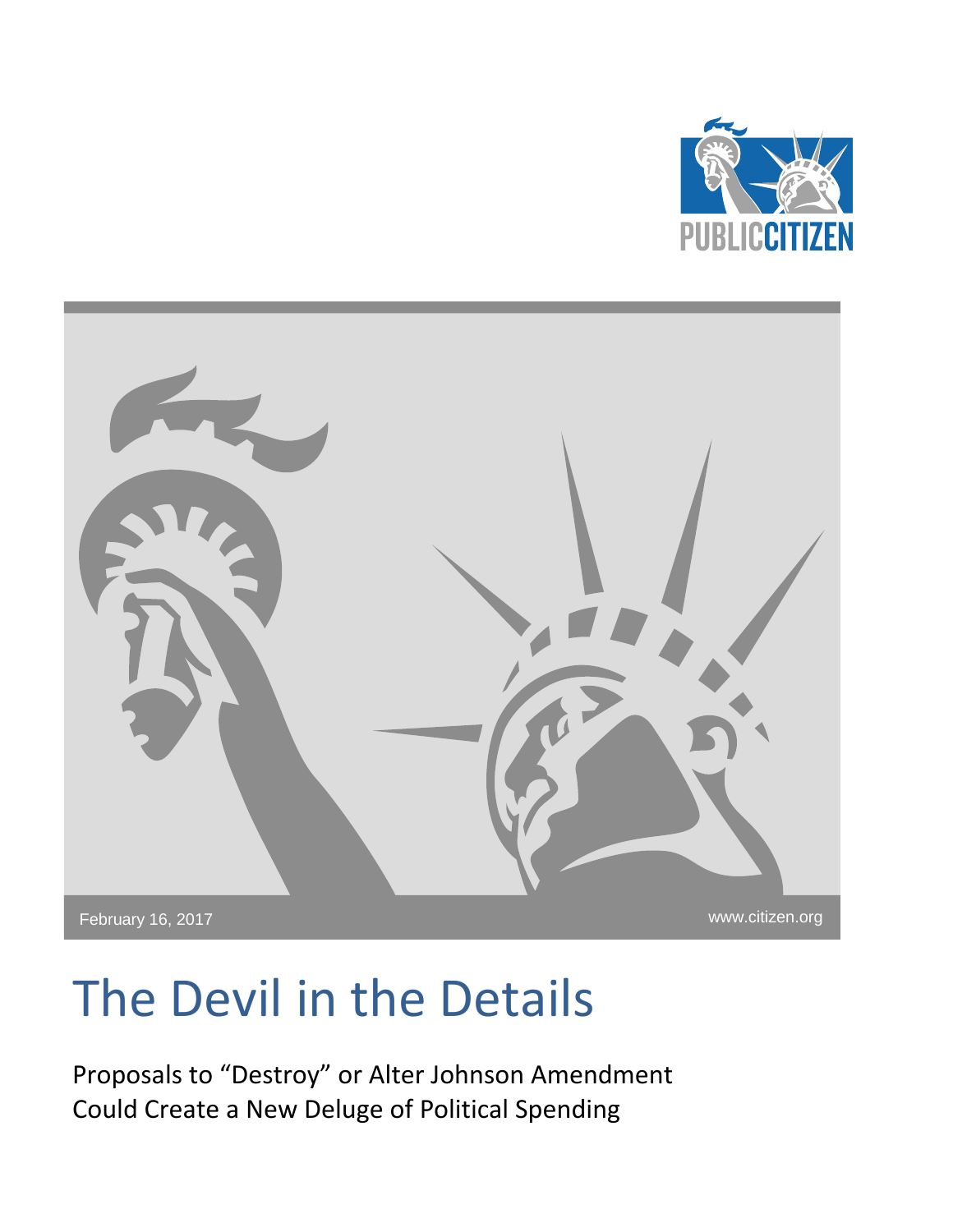PUBLIC CITIZEN

February 16, 2017

www.citizen.org

# The Devil in the Details

Proposals to "Destroy" or Alter Johnson Amendment Could Create a New Deluge of Political Spending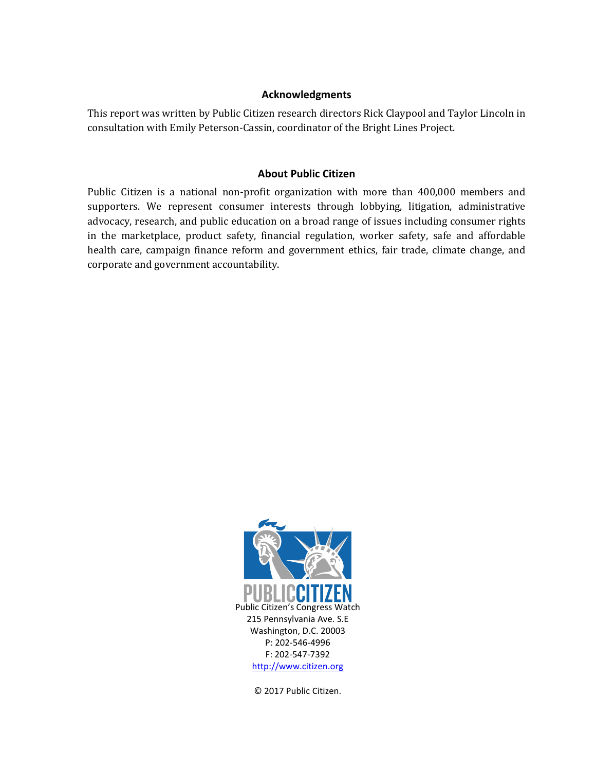## Acknowledgments

This report was written by Public Citizen research directors Rick Claypool and Taylor Lincoln in consultation with Emily Peterson-Cassin, coordinator of the Bright Lines Project.

## About Public Citizen

Public Citizen is a national non-profit organization with more than 400,000 members and supporters. We represent consumer interests through lobbying, litigation, administrative advocacy, research, and public education on a broad range of issues including consumer rights in the marketplace, product safety, financial regulation, worker safety, safe and affordable health care, campaign finance reform and government ethics, fair trade, climate change, and corporate and government accountability.

Public Citizen's Congress Watch
215 Pennsylvania Ave. S.E
Washington, D.C. 20003
P: 202-546-4996
F: 202-547-7392
http://www.citizen.org

© 2017 Public Citizen.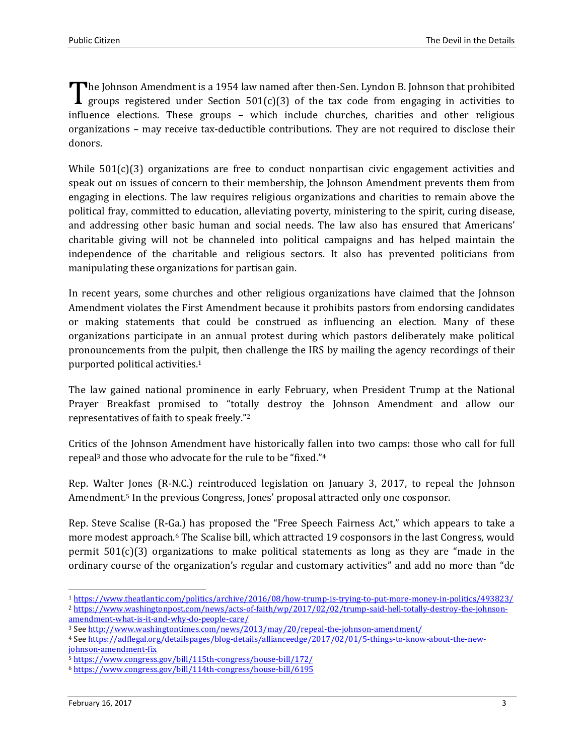The Johnson Amendment is a 1954 law named after then-Sen. Lyndon B. Johnson that prohibited groups registered under Section 501(c)(3) of the tax code from engaging in activities to influence elections. These groups – which include churches, charities and other religious organizations – may receive tax-deductible contributions. They are not required to disclose their donors.

While 501(c)(3) organizations are free to conduct nonpartisan civic engagement activities and speak out on issues of concern to their membership, the Johnson Amendment prevents them from engaging in elections. The law requires religious organizations and charities to remain above the political fray, committed to education, alleviating poverty, ministering to the spirit, curing disease, and addressing other basic human and social needs. The law also has ensured that Americans' charitable giving will not be channeled into political campaigns and has helped maintain the independence of the charitable and religious sectors. It also has prevented politicians from manipulating these organizations for partisan gain.

In recent years, some churches and other religious organizations have claimed that the Johnson Amendment violates the First Amendment because it prohibits pastors from endorsing candidates or making statements that could be construed as influencing an election. Many of these organizations participate in an annual protest during which pastors deliberately make political pronouncements from the pulpit, then challenge the IRS by mailing the agency recordings of their purported political activities.[1]

The law gained national prominence in early February, when President Trump at the National Prayer Breakfast promised to "totally destroy the Johnson Amendment and allow our representatives of faith to speak freely."[2]

Critics of the Johnson Amendment have historically fallen into two camps: those who call for full repeal[3] and those who advocate for the rule to be "fixed."[4]

Rep. Walter Jones (R-N.C.) reintroduced legislation on January 3, 2017, to repeal the Johnson Amendment.[5] In the previous Congress, Jones' proposal attracted only one cosponsor.

Rep. Steve Scalise (R-Ga.) has proposed the "Free Speech Fairness Act," which appears to take a more modest approach.[6] The Scalise bill, which attracted 19 cosponsors in the last Congress, would permit 501(c)(3) organizations to make political statements as long as they are "made in the ordinary course of the organization's regular and customary activities" and add no more than "de

---

[1] https://www.theatlantic.com/politics/archive/2016/08/how-trump-is-trying-to-put-more-money-in-politics/493823/

[2] https://www.washingtonpost.com/news/acts-of-faith/wp/2017/02/02/trump-said-hell-totally-destroy-the-johnson-amendment-what-is-it-and-why-do-people-care/

[3] See http://www.washingtontimes.com/news/2013/may/20/repeal-the-johnson-amendment/

[4] See https://adflegal.org/detailspages/blog-details/allianceedge/2017/02/01/5-things-to-know-about-the-new-johnson-amendment-fix

[5] https://www.congress.gov/bill/115th-congress/house-bill/172/

[6] https://www.congress.gov/bill/114th-congress/house-bill/6195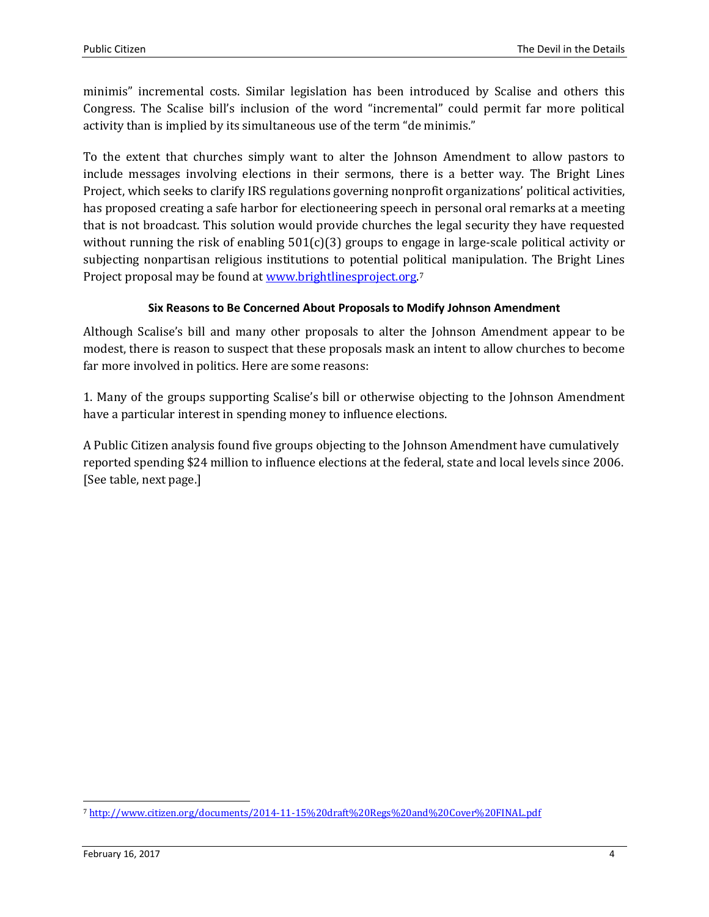minimis" incremental costs. Similar legislation has been introduced by Scalise and others this Congress. The Scalise bill's inclusion of the word "incremental" could permit far more political activity than is implied by its simultaneous use of the term "de minimis."

To the extent that churches simply want to alter the Johnson Amendment to allow pastors to include messages involving elections in their sermons, there is a better way. The Bright Lines Project, which seeks to clarify IRS regulations governing nonprofit organizations' political activities, has proposed creating a safe harbor for electioneering speech in personal oral remarks at a meeting that is not broadcast. This solution would provide churches the legal security they have requested without running the risk of enabling 501(c)(3) groups to engage in large-scale political activity or subjecting nonpartisan religious institutions to potential political manipulation. The Bright Lines Project proposal may be found at [www.brightlinesproject.org](http://www.brightlinesproject.org).[7]

**Six Reasons to Be Concerned About Proposals to Modify Johnson Amendment**

Although Scalise's bill and many other proposals to alter the Johnson Amendment appear to be modest, there is reason to suspect that these proposals mask an intent to allow churches to become far more involved in politics. Here are some reasons:

1. Many of the groups supporting Scalise's bill or otherwise objecting to the Johnson Amendment have a particular interest in spending money to influence elections.

A Public Citizen analysis found five groups objecting to the Johnson Amendment have cumulatively reported spending $24 million to influence elections at the federal, state and local levels since 2006. [See table, next page.]

[7] [http://www.citizen.org/documents/2014-11-15%20draft%20Regs%20and%20Cover%20FINAL.pdf](http://www.citizen.org/documents/2014-11-15%20draft%20Regs%20and%20Cover%20FINAL.pdf)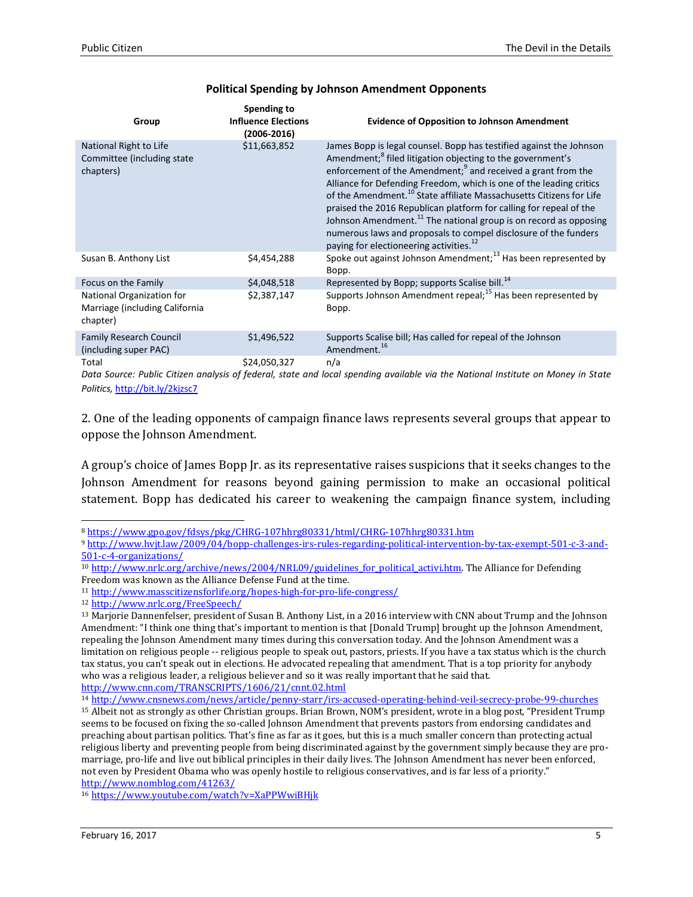**Political Spending by Johnson Amendment Opponents**

| Group | Spending to Influence Elections (2006-2016) | Evidence of Opposition to Johnson Amendment |
|---|---|---|
| National Right to Life Committee (including state chapters) | $11,663,852 | James Bopp is legal counsel. Bopp has testified against the Johnson Amendment;[8] filed litigation objecting to the government's enforcement of the Amendment;[9] and received a grant from the Alliance for Defending Freedom, which is one of the leading critics of the Amendment.[10] State affiliate Massachusetts Citizens for Life praised the 2016 Republican platform for calling for repeal of the Johnson Amendment.[11] The national group is on record as opposing numerous laws and proposals to compel disclosure of the funders paying for electioneering activities.[12] |
| Susan B. Anthony List | $4,454,288 | Spoke out against Johnson Amendment;[13] Has been represented by Bopp. |
| Focus on the Family | $4,048,518 | Represented by Bopp; supports Scalise bill.[14] |
| National Organization for Marriage (including California chapter) | $2,387,147 | Supports Johnson Amendment repeal;[15] Has been represented by Bopp. |
| Family Research Council (including super PAC) | $1,496,522 | Supports Scalise bill; Has called for repeal of the Johnson Amendment.[16] |
| Total | $24,050,327 | n/a |

*Data Source: Public Citizen analysis of federal, state and local spending available via the National Institute on Money in State Politics,* http://bit.ly/2kjzsc7

2. One of the leading opponents of campaign finance laws represents several groups that appear to oppose the Johnson Amendment.

A group's choice of James Bopp Jr. as its representative raises suspicions that it seeks changes to the Johnson Amendment for reasons beyond gaining permission to make an occasional political statement. Bopp has dedicated his career to weakening the campaign finance system, including

---

[8] https://www.gpo.gov/fdsys/pkg/CHRG-107hhrg80331/html/CHRG-107hhrg80331.htm

[9] http://www.hvjt.law/2009/04/bopp-challenges-irs-rules-regarding-political-intervention-by-tax-exempt-501-c-3-and-501-c-4-organizations/

[10] http://www.nrlc.org/archive/news/2004/NRL09/guidelines_for_political_activi.htm. The Alliance for Defending Freedom was known as the Alliance Defense Fund at the time.

[11] http://www.masscitizensforlife.org/hopes-high-for-pro-life-congress/

[12] http://www.nrlc.org/FreeSpeech/

[13] Marjorie Dannenfelser, president of Susan B. Anthony List, in a 2016 interview with CNN about Trump and the Johnson Amendment: "I think one thing that's important to mention is that [Donald Trump] brought up the Johnson Amendment, repealing the Johnson Amendment many times during this conversation today. And the Johnson Amendment was a limitation on religious people -- religious people to speak out, pastors, priests. If you have a tax status which is the church tax status, you can't speak out in elections. He advocated repealing that amendment. That is a top priority for anybody who was a religious leader, a religious believer and so it was really important that he said that. http://www.cnn.com/TRANSCRIPTS/1606/21/cnnt.02.html

[14] http://www.cnsnews.com/news/article/penny-starr/irs-accused-operating-behind-veil-secrecy-probe-99-churches

[15] Albeit not as strongly as other Christian groups. Brian Brown, NOM's president, wrote in a blog post, "President Trump seems to be focused on fixing the so-called Johnson Amendment that prevents pastors from endorsing candidates and preaching about partisan politics. That's fine as far as it goes, but this is a much smaller concern than protecting actual religious liberty and preventing people from being discriminated against by the government simply because they are pro-marriage, pro-life and live out biblical principles in their daily lives. The Johnson Amendment has never been enforced, not even by President Obama who was openly hostile to religious conservatives, and is far less of a priority." http://www.nomblog.com/41263/

[16] https://www.youtube.com/watch?v=XaPPWwiBHjk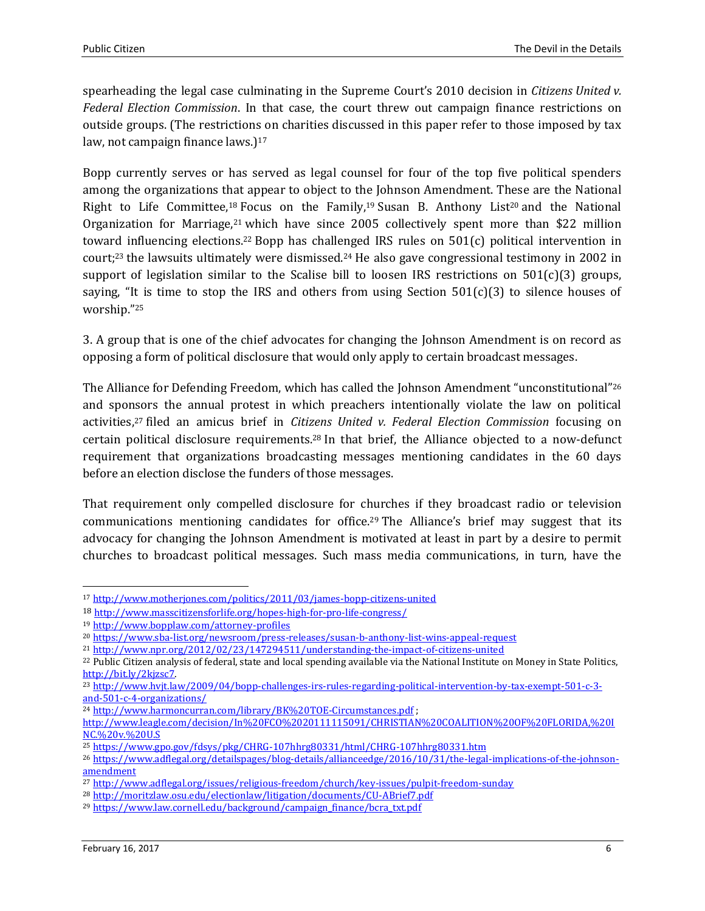spearheading the legal case culminating in the Supreme Court's 2010 decision in *Citizens United v. Federal Election Commission*. In that case, the court threw out campaign finance restrictions on outside groups. (The restrictions on charities discussed in this paper refer to those imposed by tax law, not campaign finance laws.)[17]

Bopp currently serves or has served as legal counsel for four of the top five political spenders among the organizations that appear to object to the Johnson Amendment. These are the National Right to Life Committee,[18] Focus on the Family,[19] Susan B. Anthony List[20] and the National Organization for Marriage,[21] which have since 2005 collectively spent more than $22 million toward influencing elections.[22] Bopp has challenged IRS rules on 501(c) political intervention in court;[23] the lawsuits ultimately were dismissed.[24] He also gave congressional testimony in 2002 in support of legislation similar to the Scalise bill to loosen IRS restrictions on 501(c)(3) groups, saying, "It is time to stop the IRS and others from using Section 501(c)(3) to silence houses of worship."[25]

3. A group that is one of the chief advocates for changing the Johnson Amendment is on record as opposing a form of political disclosure that would only apply to certain broadcast messages.

The Alliance for Defending Freedom, which has called the Johnson Amendment "unconstitutional"[26] and sponsors the annual protest in which preachers intentionally violate the law on political activities,[27] filed an amicus brief in *Citizens United v. Federal Election Commission* focusing on certain political disclosure requirements.[28] In that brief, the Alliance objected to a now-defunct requirement that organizations broadcasting messages mentioning candidates in the 60 days before an election disclose the funders of those messages.

That requirement only compelled disclosure for churches if they broadcast radio or television communications mentioning candidates for office.[29] The Alliance's brief may suggest that its advocacy for changing the Johnson Amendment is motivated at least in part by a desire to permit churches to broadcast political messages. Such mass media communications, in turn, have the

---

[17] http://www.motherjones.com/politics/2011/03/james-bopp-citizens-united

[18] http://www.masscitizensforlife.org/hopes-high-for-pro-life-congress/

[19] http://www.bopplaw.com/attorney-profiles

[20] https://www.sba-list.org/newsroom/press-releases/susan-b-anthony-list-wins-appeal-request

[21] http://www.npr.org/2012/02/23/147294511/understanding-the-impact-of-citizens-united

[22] Public Citizen analysis of federal, state and local spending available via the National Institute on Money in State Politics, http://bit.ly/2kjzsc7.

[23] http://www.hvjt.law/2009/04/bopp-challenges-irs-rules-regarding-political-intervention-by-tax-exempt-501-c-3-and-501-c-4-organizations/

[24] http://www.harmoncurran.com/library/BK%20TOE-Circumstances.pdf ; http://www.leagle.com/decision/In%20FCO%2020111115091/CHRISTIAN%20COALITION%20OF%20FLORIDA,%20INC.%20v.%20U.S

[25] https://www.gpo.gov/fdsys/pkg/CHRG-107hhrg80331/html/CHRG-107hhrg80331.htm

[26] https://www.adflegal.org/detailspages/blog-details/allianceedge/2016/10/31/the-legal-implications-of-the-johnson-amendment

[27] http://www.adflegal.org/issues/religious-freedom/church/key-issues/pulpit-freedom-sunday

[28] http://moritzlaw.osu.edu/electionlaw/litigation/documents/CU-ABrief7.pdf

[29] https://www.law.cornell.edu/background/campaign_finance/bcra_txt.pdf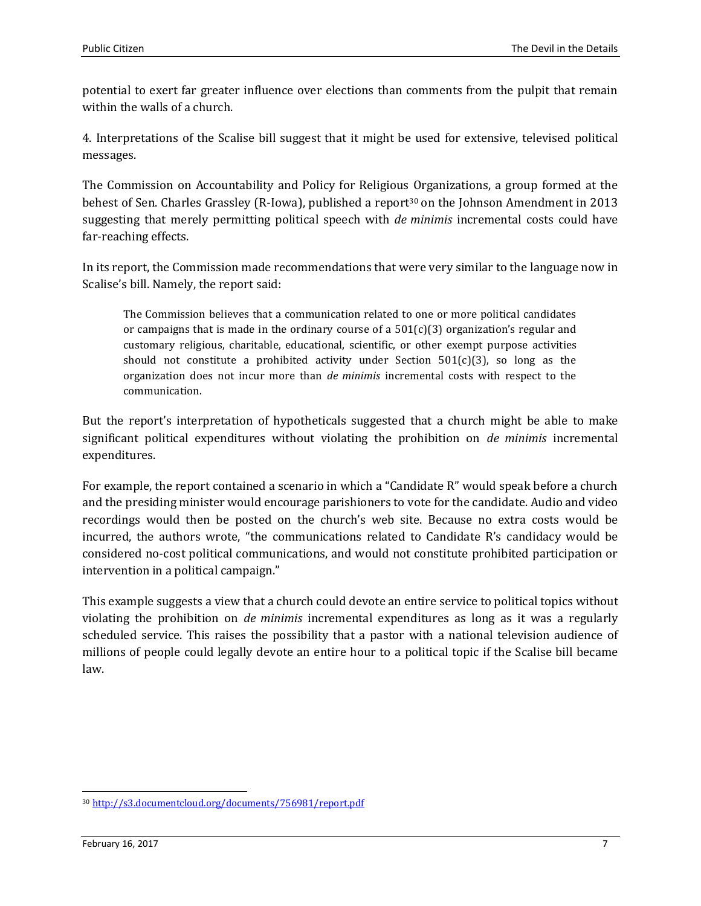potential to exert far greater influence over elections than comments from the pulpit that remain within the walls of a church.

4. Interpretations of the Scalise bill suggest that it might be used for extensive, televised political messages.

The Commission on Accountability and Policy for Religious Organizations, a group formed at the behest of Sen. Charles Grassley (R-Iowa), published a report[30] on the Johnson Amendment in 2013 suggesting that merely permitting political speech with *de minimis* incremental costs could have far-reaching effects.

In its report, the Commission made recommendations that were very similar to the language now in Scalise's bill. Namely, the report said:

> The Commission believes that a communication related to one or more political candidates or campaigns that is made in the ordinary course of a 501(c)(3) organization's regular and customary religious, charitable, educational, scientific, or other exempt purpose activities should not constitute a prohibited activity under Section 501(c)(3), so long as the organization does not incur more than *de minimis* incremental costs with respect to the communication.

But the report's interpretation of hypotheticals suggested that a church might be able to make significant political expenditures without violating the prohibition on *de minimis* incremental expenditures.

For example, the report contained a scenario in which a "Candidate R" would speak before a church and the presiding minister would encourage parishioners to vote for the candidate. Audio and video recordings would then be posted on the church's web site. Because no extra costs would be incurred, the authors wrote, "the communications related to Candidate R's candidacy would be considered no-cost political communications, and would not constitute prohibited participation or intervention in a political campaign."

This example suggests a view that a church could devote an entire service to political topics without violating the prohibition on *de minimis* incremental expenditures as long as it was a regularly scheduled service. This raises the possibility that a pastor with a national television audience of millions of people could legally devote an entire hour to a political topic if the Scalise bill became law.

---

[30] http://s3.documentcloud.org/documents/756981/report.pdf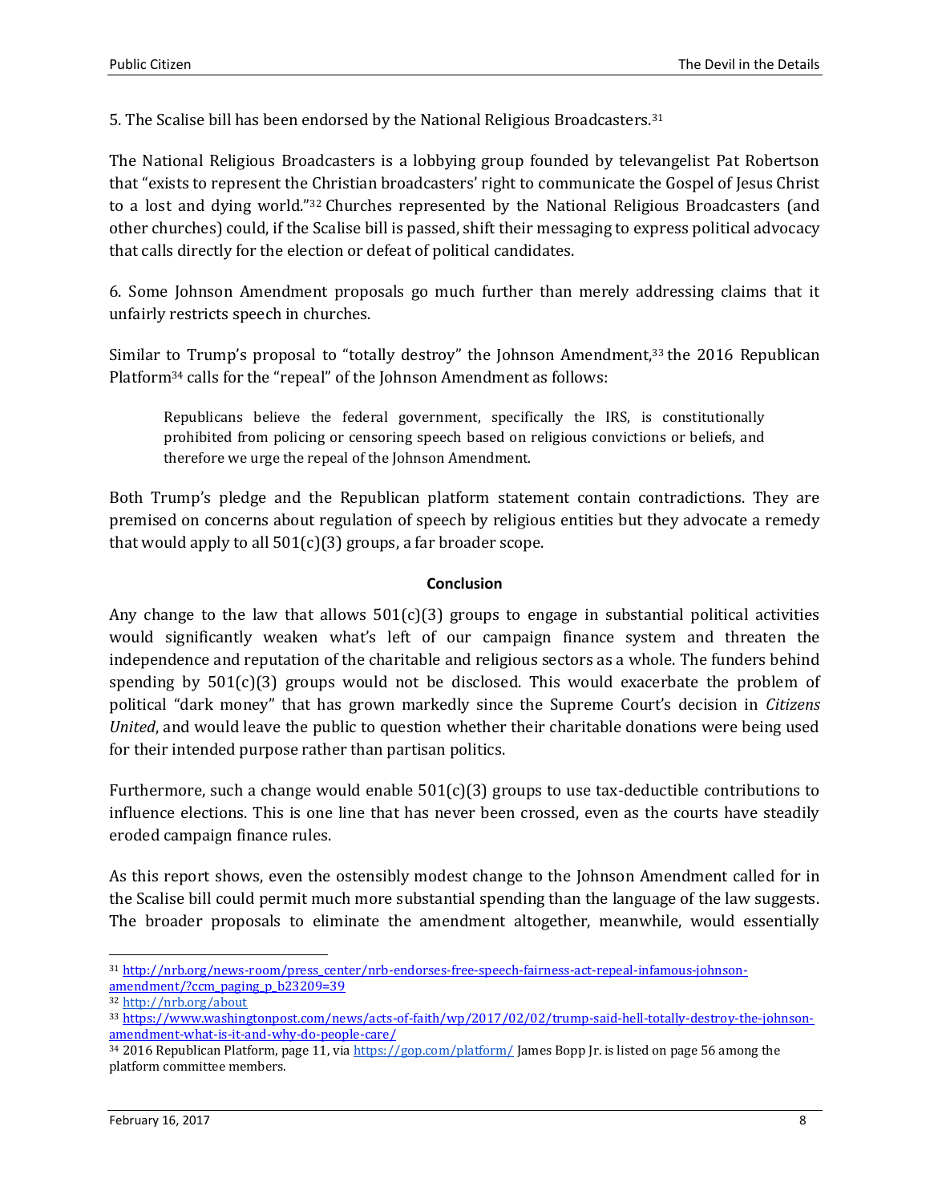5. The Scalise bill has been endorsed by the National Religious Broadcasters.[31]

The National Religious Broadcasters is a lobbying group founded by televangelist Pat Robertson that "exists to represent the Christian broadcasters' right to communicate the Gospel of Jesus Christ to a lost and dying world."[32] Churches represented by the National Religious Broadcasters (and other churches) could, if the Scalise bill is passed, shift their messaging to express political advocacy that calls directly for the election or defeat of political candidates.

6. Some Johnson Amendment proposals go much further than merely addressing claims that it unfairly restricts speech in churches.

Similar to Trump's proposal to "totally destroy" the Johnson Amendment,[33] the 2016 Republican Platform[34] calls for the "repeal" of the Johnson Amendment as follows:

> Republicans believe the federal government, specifically the IRS, is constitutionally prohibited from policing or censoring speech based on religious convictions or beliefs, and therefore we urge the repeal of the Johnson Amendment.

Both Trump's pledge and the Republican platform statement contain contradictions. They are premised on concerns about regulation of speech by religious entities but they advocate a remedy that would apply to all 501(c)(3) groups, a far broader scope.

## Conclusion

Any change to the law that allows 501(c)(3) groups to engage in substantial political activities would significantly weaken what's left of our campaign finance system and threaten the independence and reputation of the charitable and religious sectors as a whole. The funders behind spending by 501(c)(3) groups would not be disclosed. This would exacerbate the problem of political "dark money" that has grown markedly since the Supreme Court's decision in *Citizens United*, and would leave the public to question whether their charitable donations were being used for their intended purpose rather than partisan politics.

Furthermore, such a change would enable 501(c)(3) groups to use tax-deductible contributions to influence elections. This is one line that has never been crossed, even as the courts have steadily eroded campaign finance rules.

As this report shows, even the ostensibly modest change to the Johnson Amendment called for in the Scalise bill could permit much more substantial spending than the language of the law suggests. The broader proposals to eliminate the amendment altogether, meanwhile, would essentially

---

[31] http://nrb.org/news-room/press_center/nrb-endorses-free-speech-fairness-act-repeal-infamous-johnson-amendment/?ccm_paging_p_b23209=39

[32] http://nrb.org/about

[33] https://www.washingtonpost.com/news/acts-of-faith/wp/2017/02/02/trump-said-hell-totally-destroy-the-johnson-amendment-what-is-it-and-why-do-people-care/

[34] 2016 Republican Platform, page 11, via https://gop.com/platform/ James Bopp Jr. is listed on page 56 among the platform committee members.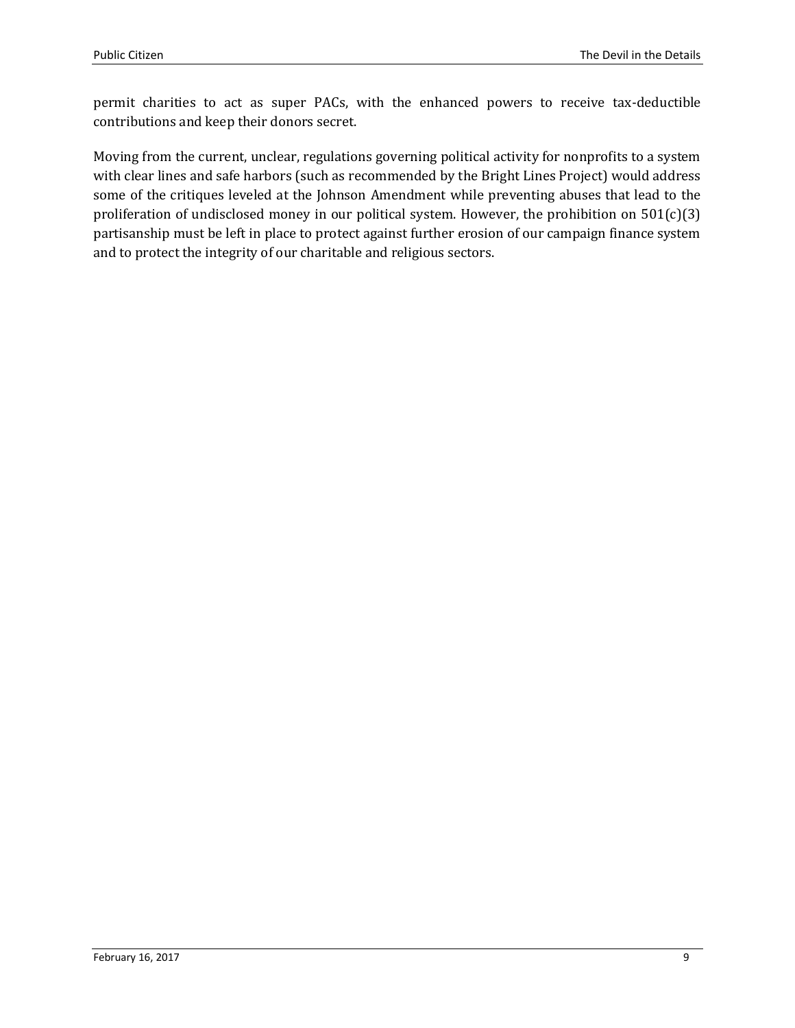permit charities to act as super PACs, with the enhanced powers to receive tax-deductible contributions and keep their donors secret.

Moving from the current, unclear, regulations governing political activity for nonprofits to a system with clear lines and safe harbors (such as recommended by the Bright Lines Project) would address some of the critiques leveled at the Johnson Amendment while preventing abuses that lead to the proliferation of undisclosed money in our political system. However, the prohibition on 501(c)(3) partisanship must be left in place to protect against further erosion of our campaign finance system and to protect the integrity of our charitable and religious sectors.